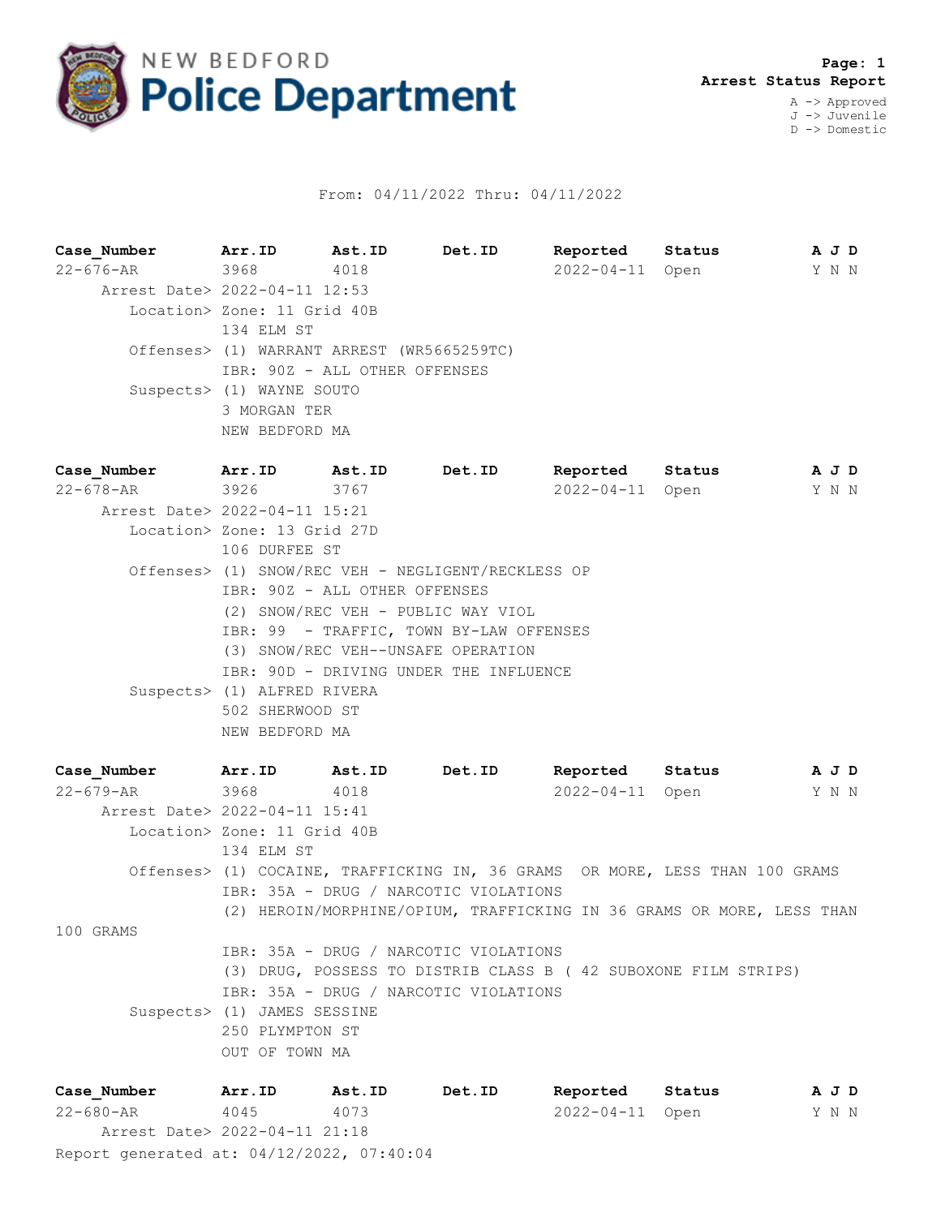# NEW BEDFORD Police Department

**Page: 1**
**Arrest Status Report**

A -> Approved
J -> Juvenile
D -> Domestic

From: 04/11/2022 Thru: 04/11/2022

| Case_Number | Arr.ID | Ast.ID | Det.ID | Reported | Status | A | J | D |
|---|---|---|---|---|---|---|---|---|
| 22-676-AR | 3968 | 4018 | | 2022-04-11 | Open | Y | N | N |

Arrest Date> 2022-04-11 12:53
Location> Zone: 11 Grid 40B
134 ELM ST
Offenses> (1) WARRANT ARREST (WR5665259TC)
IBR: 90Z - ALL OTHER OFFENSES
Suspects> (1) WAYNE SOUTO
3 MORGAN TER
NEW BEDFORD MA

| Case_Number | Arr.ID | Ast.ID | Det.ID | Reported | Status | A | J | D |
|---|---|---|---|---|---|---|---|---|
| 22-678-AR | 3926 | 3767 | | 2022-04-11 | Open | Y | N | N |

Arrest Date> 2022-04-11 15:21
Location> Zone: 13 Grid 27D
106 DURFEE ST
Offenses> (1) SNOW/REC VEH - NEGLIGENT/RECKLESS OP
IBR: 90Z - ALL OTHER OFFENSES
(2) SNOW/REC VEH - PUBLIC WAY VIOL
IBR: 99 - TRAFFIC, TOWN BY-LAW OFFENSES
(3) SNOW/REC VEH--UNSAFE OPERATION
IBR: 90D - DRIVING UNDER THE INFLUENCE
Suspects> (1) ALFRED RIVERA
502 SHERWOOD ST
NEW BEDFORD MA

| Case_Number | Arr.ID | Ast.ID | Det.ID | Reported | Status | A | J | D |
|---|---|---|---|---|---|---|---|---|
| 22-679-AR | 3968 | 4018 | | 2022-04-11 | Open | Y | N | N |

Arrest Date> 2022-04-11 15:41
Location> Zone: 11 Grid 40B
134 ELM ST
Offenses> (1) COCAINE, TRAFFICKING IN, 36 GRAMS OR MORE, LESS THAN 100 GRAMS
IBR: 35A - DRUG / NARCOTIC VIOLATIONS
(2) HEROIN/MORPHINE/OPIUM, TRAFFICKING IN 36 GRAMS OR MORE, LESS THAN 100 GRAMS
IBR: 35A - DRUG / NARCOTIC VIOLATIONS
(3) DRUG, POSSESS TO DISTRIB CLASS B ( 42 SUBOXONE FILM STRIPS)
IBR: 35A - DRUG / NARCOTIC VIOLATIONS
Suspects> (1) JAMES SESSINE
250 PLYMPTON ST
OUT OF TOWN MA

| Case_Number | Arr.ID | Ast.ID | Det.ID | Reported | Status | A | J | D |
|---|---|---|---|---|---|---|---|---|
| 22-680-AR | 4045 | 4073 | | 2022-04-11 | Open | Y | N | N |

Arrest Date> 2022-04-11 21:18

Report generated at: 04/12/2022, 07:40:04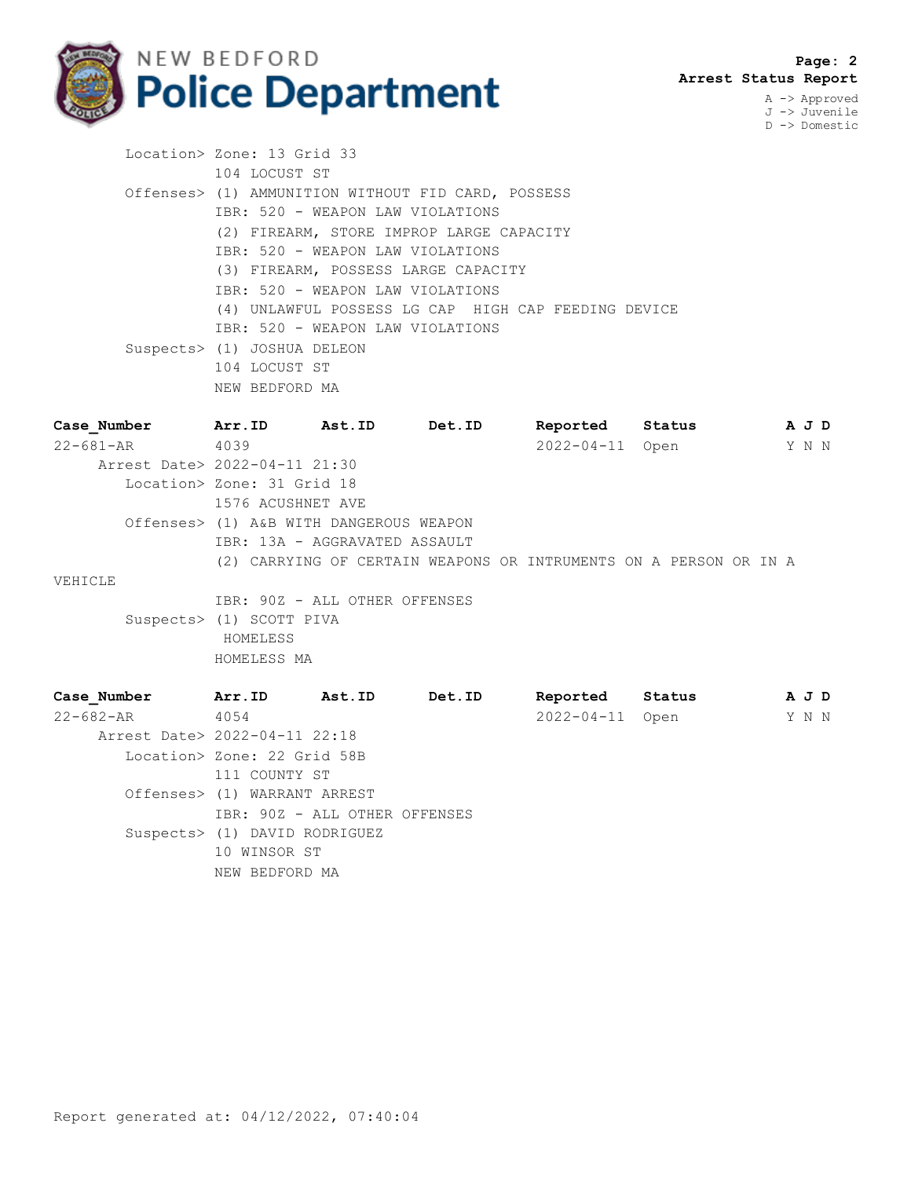**Arrest Status Report**

A -> Approved
J -> Juvenile
D -> Domestic

Location> Zone: 13 Grid 33
104 LOCUST ST
Offenses> (1) AMMUNITION WITHOUT FID CARD, POSSESS
IBR: 520 - WEAPON LAW VIOLATIONS
(2) FIREARM, STORE IMPROP LARGE CAPACITY
IBR: 520 - WEAPON LAW VIOLATIONS
(3) FIREARM, POSSESS LARGE CAPACITY
IBR: 520 - WEAPON LAW VIOLATIONS
(4) UNLAWFUL POSSESS LG CAP HIGH CAP FEEDING DEVICE
IBR: 520 - WEAPON LAW VIOLATIONS
Suspects> (1) JOSHUA DELEON
104 LOCUST ST
NEW BEDFORD MA

| Case_Number | Arr.ID | Ast.ID | Det.ID | Reported | Status | A | J | D |
|---|---|---|---|---|---|---|---|---|
| 22-681-AR | 4039 | | | 2022-04-11 | Open | Y | N | N |

Arrest Date> 2022-04-11 21:30
Location> Zone: 31 Grid 18
1576 ACUSHNET AVE
Offenses> (1) A&B WITH DANGEROUS WEAPON
IBR: 13A - AGGRAVATED ASSAULT
(2) CARRYING OF CERTAIN WEAPONS OR INTRUMENTS ON A PERSON OR IN A VEHICLE
IBR: 90Z - ALL OTHER OFFENSES
Suspects> (1) SCOTT PIVA
HOMELESS
HOMELESS MA

| Case_Number | Arr.ID | Ast.ID | Det.ID | Reported | Status | A | J | D |
|---|---|---|---|---|---|---|---|---|
| 22-682-AR | 4054 | | | 2022-04-11 | Open | Y | N | N |

Arrest Date> 2022-04-11 22:18
Location> Zone: 22 Grid 58B
111 COUNTY ST
Offenses> (1) WARRANT ARREST
IBR: 90Z - ALL OTHER OFFENSES
Suspects> (1) DAVID RODRIGUEZ
10 WINSOR ST
NEW BEDFORD MA

Report generated at: 04/12/2022, 07:40:04